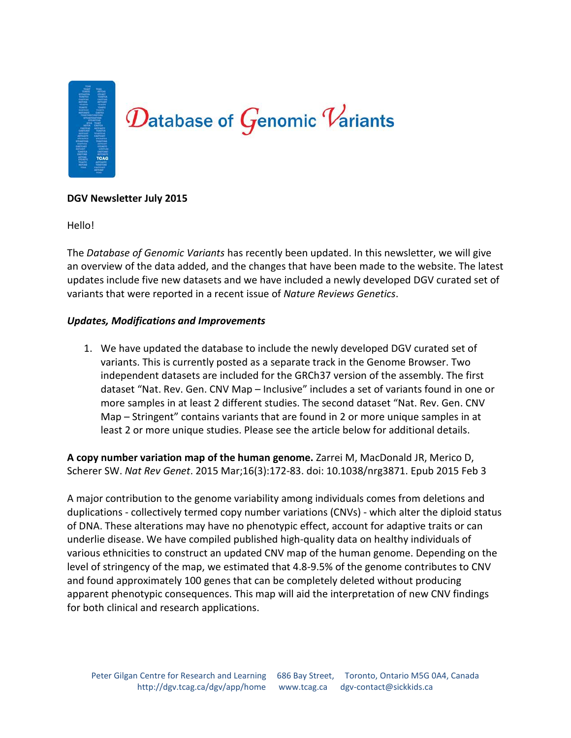# Database of Genomic Variants

**DGV Newsletter July 2015**

Hello!

The *Database of Genomic Variants* has recently been updated. In this newsletter, we will give an overview of the data added, and the changes that have been made to the website. The latest updates include five new datasets and we have included a newly developed DGV curated set of variants that were reported in a recent issue of *Nature Reviews Genetics*.

### *Updates, Modifications and Improvements*

1. We have updated the database to include the newly developed DGV curated set of variants. This is currently posted as a separate track in the Genome Browser. Two independent datasets are included for the GRCh37 version of the assembly. The first dataset "Nat. Rev. Gen. CNV Map – Inclusive" includes a set of variants found in one or more samples in at least 2 different studies. The second dataset "Nat. Rev. Gen. CNV Map – Stringent" contains variants that are found in 2 or more unique samples in at least 2 or more unique studies. Please see the article below for additional details.

**A copy number variation map of the human genome.** Zarrei M, MacDonald JR, Merico D, Scherer SW. *Nat Rev Genet*. 2015 Mar;16(3):172-83. doi: 10.1038/nrg3871. Epub 2015 Feb 3

A major contribution to the genome variability among individuals comes from deletions and duplications - collectively termed copy number variations (CNVs) - which alter the diploid status of DNA. These alterations may have no phenotypic effect, account for adaptive traits or can underlie disease. We have compiled published high-quality data on healthy individuals of various ethnicities to construct an updated CNV map of the human genome. Depending on the level of stringency of the map, we estimated that 4.8-9.5% of the genome contributes to CNV and found approximately 100 genes that can be completely deleted without producing apparent phenotypic consequences. This map will aid the interpretation of new CNV findings for both clinical and research applications.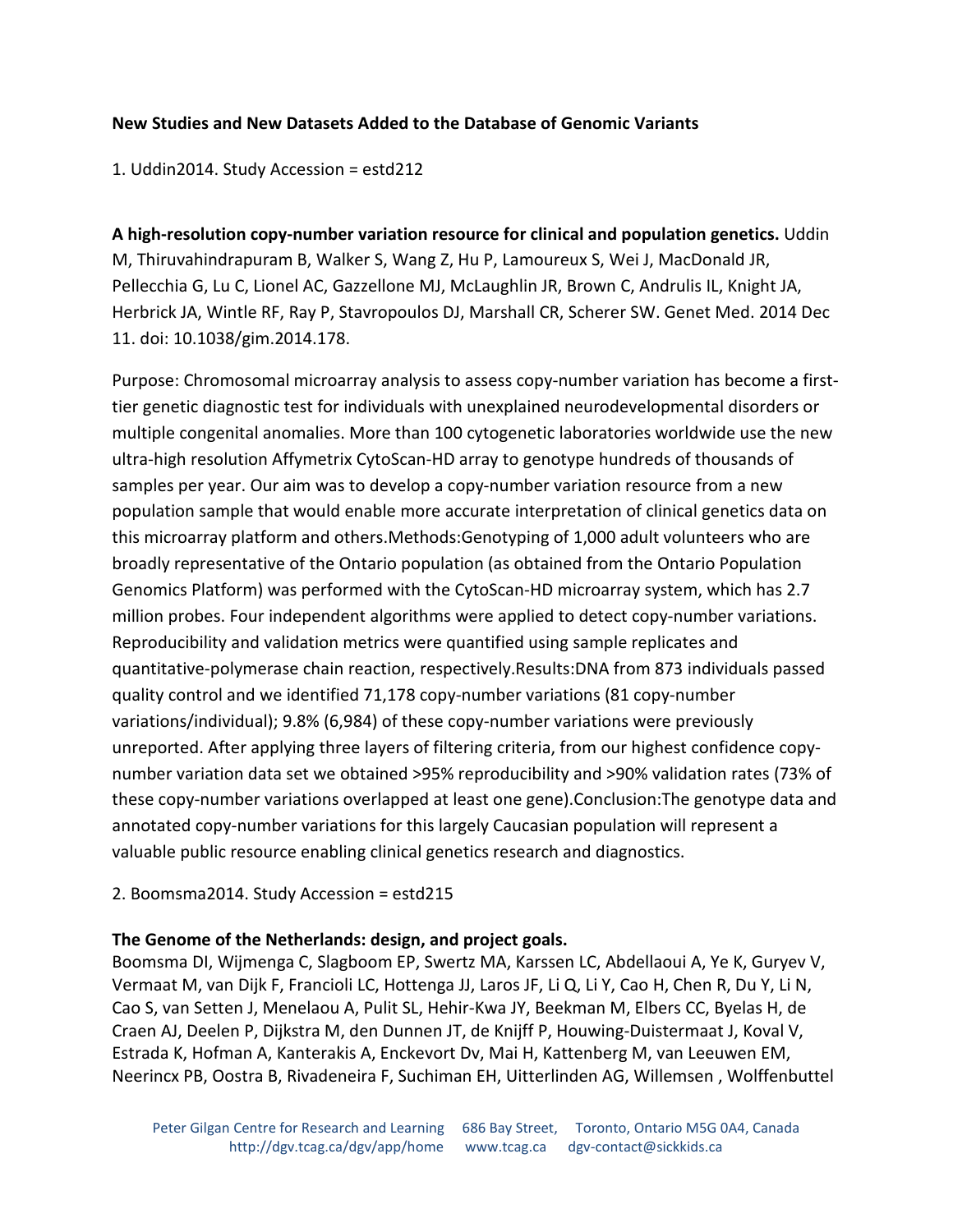**New Studies and New Datasets Added to the Database of Genomic Variants**

1. Uddin2014. Study Accession = estd212

**A high-resolution copy-number variation resource for clinical and population genetics.** Uddin M, Thiruvahindrapuram B, Walker S, Wang Z, Hu P, Lamoureux S, Wei J, MacDonald JR, Pellecchia G, Lu C, Lionel AC, Gazzellone MJ, McLaughlin JR, Brown C, Andrulis IL, Knight JA, Herbrick JA, Wintle RF, Ray P, Stavropoulos DJ, Marshall CR, Scherer SW. Genet Med. 2014 Dec 11. doi: 10.1038/gim.2014.178.

Purpose: Chromosomal microarray analysis to assess copy-number variation has become a first-tier genetic diagnostic test for individuals with unexplained neurodevelopmental disorders or multiple congenital anomalies. More than 100 cytogenetic laboratories worldwide use the new ultra-high resolution Affymetrix CytoScan-HD array to genotype hundreds of thousands of samples per year. Our aim was to develop a copy-number variation resource from a new population sample that would enable more accurate interpretation of clinical genetics data on this microarray platform and others.Methods:Genotyping of 1,000 adult volunteers who are broadly representative of the Ontario population (as obtained from the Ontario Population Genomics Platform) was performed with the CytoScan-HD microarray system, which has 2.7 million probes. Four independent algorithms were applied to detect copy-number variations. Reproducibility and validation metrics were quantified using sample replicates and quantitative-polymerase chain reaction, respectively.Results:DNA from 873 individuals passed quality control and we identified 71,178 copy-number variations (81 copy-number variations/individual); 9.8% (6,984) of these copy-number variations were previously unreported. After applying three layers of filtering criteria, from our highest confidence copy-number variation data set we obtained >95% reproducibility and >90% validation rates (73% of these copy-number variations overlapped at least one gene).Conclusion:The genotype data and annotated copy-number variations for this largely Caucasian population will represent a valuable public resource enabling clinical genetics research and diagnostics.

2. Boomsma2014. Study Accession = estd215

**The Genome of the Netherlands: design, and project goals.**
Boomsma DI, Wijmenga C, Slagboom EP, Swertz MA, Karssen LC, Abdellaoui A, Ye K, Guryev V, Vermaat M, van Dijk F, Francioli LC, Hottenga JJ, Laros JF, Li Q, Li Y, Cao H, Chen R, Du Y, Li N, Cao S, van Setten J, Menelaou A, Pulit SL, Hehir-Kwa JY, Beekman M, Elbers CC, Byelas H, de Craen AJ, Deelen P, Dijkstra M, den Dunnen JT, de Knijff P, Houwing-Duistermaat J, Koval V, Estrada K, Hofman A, Kanterakis A, Enckevort Dv, Mai H, Kattenberg M, van Leeuwen EM, Neerincx PB, Oostra B, Rivadeneira F, Suchiman EH, Uitterlinden AG, Willemsen , Wolffenbuttel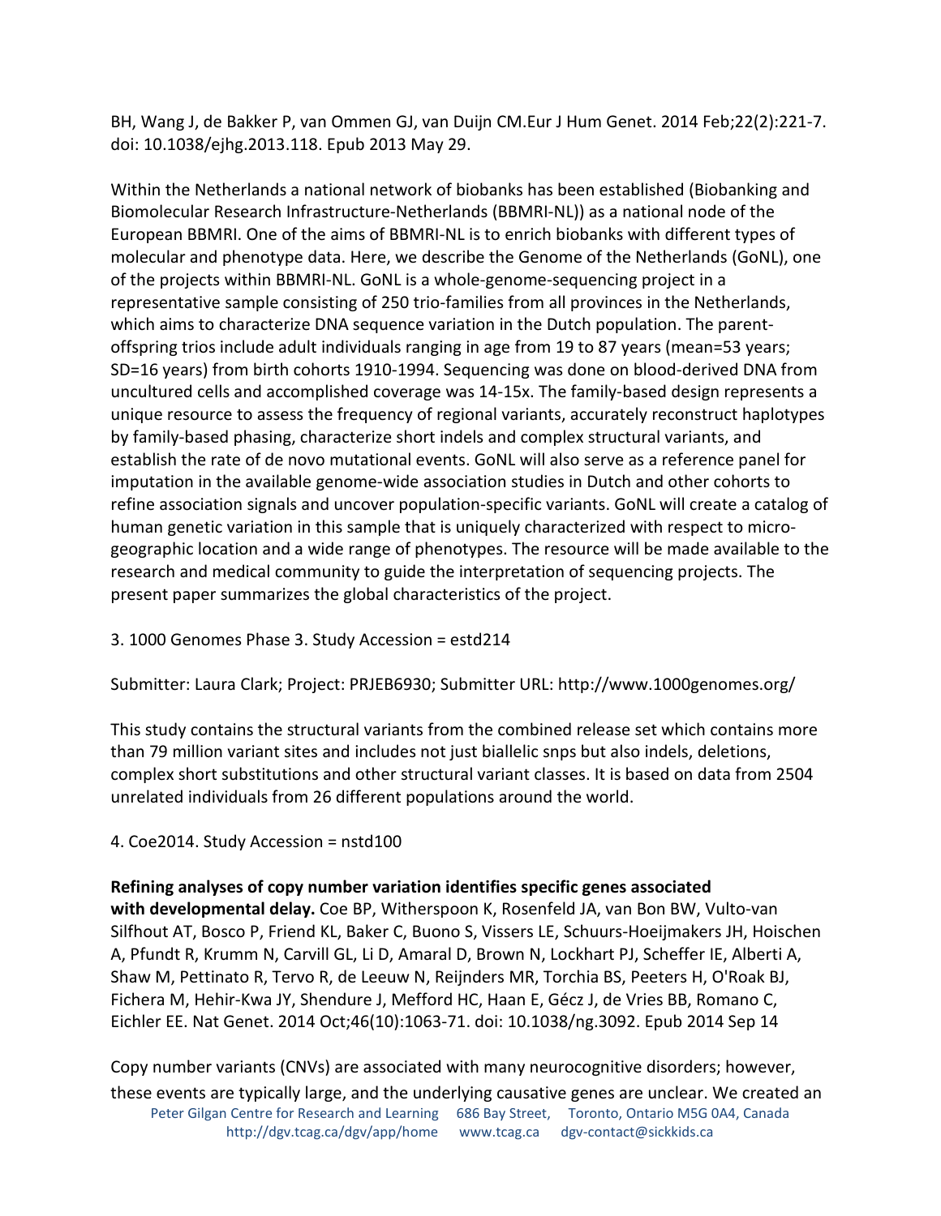BH, Wang J, de Bakker P, van Ommen GJ, van Duijn CM.Eur J Hum Genet. 2014 Feb;22(2):221-7. doi: 10.1038/ejhg.2013.118. Epub 2013 May 29.

Within the Netherlands a national network of biobanks has been established (Biobanking and Biomolecular Research Infrastructure-Netherlands (BBMRI-NL)) as a national node of the European BBMRI. One of the aims of BBMRI-NL is to enrich biobanks with different types of molecular and phenotype data. Here, we describe the Genome of the Netherlands (GoNL), one of the projects within BBMRI-NL. GoNL is a whole-genome-sequencing project in a representative sample consisting of 250 trio-families from all provinces in the Netherlands, which aims to characterize DNA sequence variation in the Dutch population. The parent-offspring trios include adult individuals ranging in age from 19 to 87 years (mean=53 years; SD=16 years) from birth cohorts 1910-1994. Sequencing was done on blood-derived DNA from uncultured cells and accomplished coverage was 14-15x. The family-based design represents a unique resource to assess the frequency of regional variants, accurately reconstruct haplotypes by family-based phasing, characterize short indels and complex structural variants, and establish the rate of de novo mutational events. GoNL will also serve as a reference panel for imputation in the available genome-wide association studies in Dutch and other cohorts to refine association signals and uncover population-specific variants. GoNL will create a catalog of human genetic variation in this sample that is uniquely characterized with respect to micro-geographic location and a wide range of phenotypes. The resource will be made available to the research and medical community to guide the interpretation of sequencing projects. The present paper summarizes the global characteristics of the project.

3. 1000 Genomes Phase 3. Study Accession = estd214

Submitter: Laura Clark; Project: PRJEB6930; Submitter URL: http://www.1000genomes.org/

This study contains the structural variants from the combined release set which contains more than 79 million variant sites and includes not just biallelic snps but also indels, deletions, complex short substitutions and other structural variant classes. It is based on data from 2504 unrelated individuals from 26 different populations around the world.

4. Coe2014. Study Accession = nstd100

**Refining analyses of copy number variation identifies specific genes associated with developmental delay.** Coe BP, Witherspoon K, Rosenfeld JA, van Bon BW, Vulto-van Silfhout AT, Bosco P, Friend KL, Baker C, Buono S, Vissers LE, Schuurs-Hoeijmakers JH, Hoischen A, Pfundt R, Krumm N, Carvill GL, Li D, Amaral D, Brown N, Lockhart PJ, Scheffer IE, Alberti A, Shaw M, Pettinato R, Tervo R, de Leeuw N, Reijnders MR, Torchia BS, Peeters H, O'Roak BJ, Fichera M, Hehir-Kwa JY, Shendure J, Mefford HC, Haan E, Gécz J, de Vries BB, Romano C, Eichler EE. Nat Genet. 2014 Oct;46(10):1063-71. doi: 10.1038/ng.3092. Epub 2014 Sep 14

Copy number variants (CNVs) are associated with many neurocognitive disorders; however, these events are typically large, and the underlying causative genes are unclear. We created an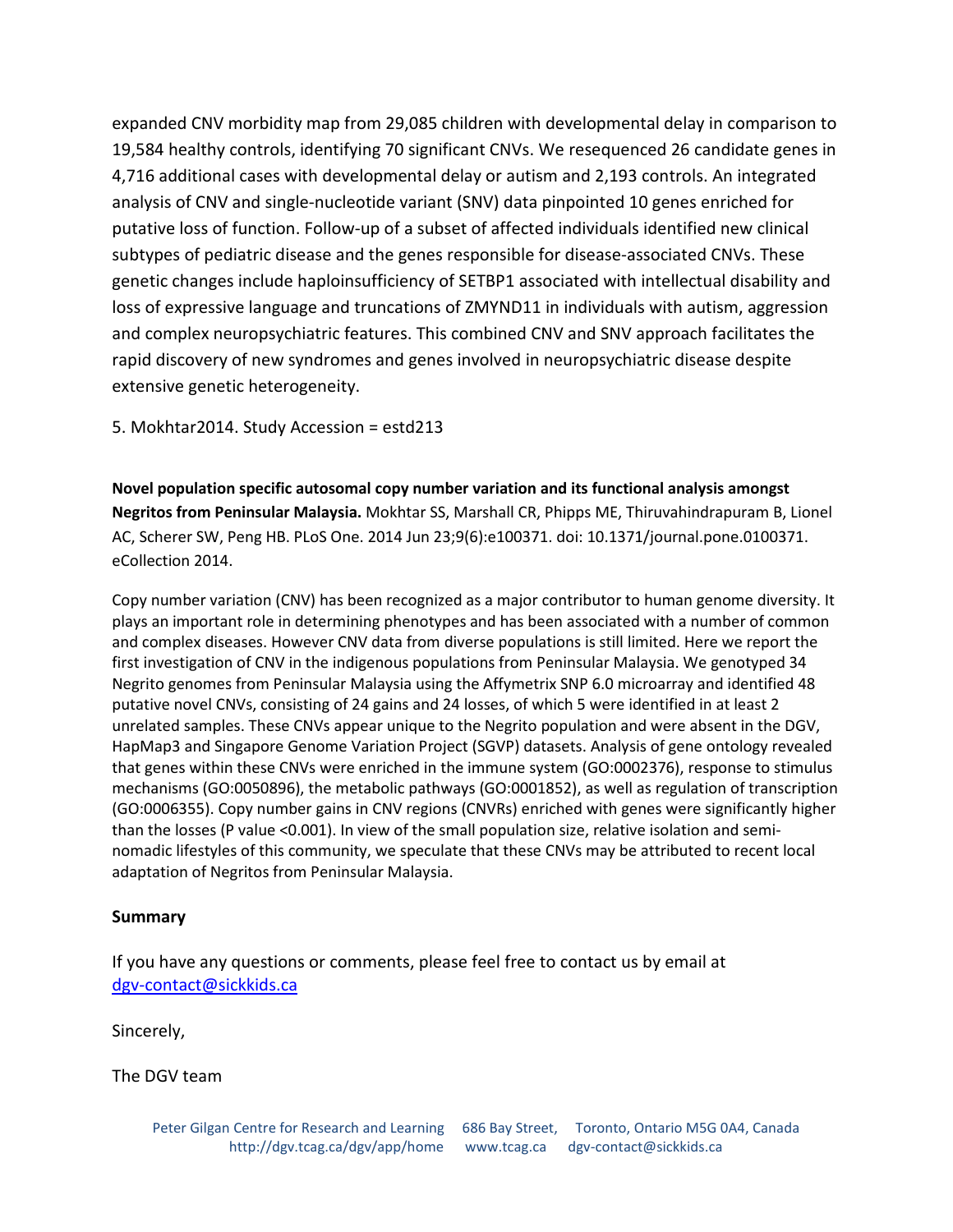expanded CNV morbidity map from 29,085 children with developmental delay in comparison to 19,584 healthy controls, identifying 70 significant CNVs. We resequenced 26 candidate genes in 4,716 additional cases with developmental delay or autism and 2,193 controls. An integrated analysis of CNV and single-nucleotide variant (SNV) data pinpointed 10 genes enriched for putative loss of function. Follow-up of a subset of affected individuals identified new clinical subtypes of pediatric disease and the genes responsible for disease-associated CNVs. These genetic changes include haploinsufficiency of SETBP1 associated with intellectual disability and loss of expressive language and truncations of ZMYND11 in individuals with autism, aggression and complex neuropsychiatric features. This combined CNV and SNV approach facilitates the rapid discovery of new syndromes and genes involved in neuropsychiatric disease despite extensive genetic heterogeneity.

5. Mokhtar2014. Study Accession = estd213

**Novel population specific autosomal copy number variation and its functional analysis amongst Negritos from Peninsular Malaysia.** Mokhtar SS, Marshall CR, Phipps ME, Thiruvahindrapuram B, Lionel AC, Scherer SW, Peng HB. PLoS One. 2014 Jun 23;9(6):e100371. doi: 10.1371/journal.pone.0100371. eCollection 2014.

Copy number variation (CNV) has been recognized as a major contributor to human genome diversity. It plays an important role in determining phenotypes and has been associated with a number of common and complex diseases. However CNV data from diverse populations is still limited. Here we report the first investigation of CNV in the indigenous populations from Peninsular Malaysia. We genotyped 34 Negrito genomes from Peninsular Malaysia using the Affymetrix SNP 6.0 microarray and identified 48 putative novel CNVs, consisting of 24 gains and 24 losses, of which 5 were identified in at least 2 unrelated samples. These CNVs appear unique to the Negrito population and were absent in the DGV, HapMap3 and Singapore Genome Variation Project (SGVP) datasets. Analysis of gene ontology revealed that genes within these CNVs were enriched in the immune system (GO:0002376), response to stimulus mechanisms (GO:0050896), the metabolic pathways (GO:0001852), as well as regulation of transcription (GO:0006355). Copy number gains in CNV regions (CNVRs) enriched with genes were significantly higher than the losses (P value <0.001). In view of the small population size, relative isolation and semi-nomadic lifestyles of this community, we speculate that these CNVs may be attributed to recent local adaptation of Negritos from Peninsular Malaysia.

**Summary**

If you have any questions or comments, please feel free to contact us by email at dgv-contact@sickkids.ca

Sincerely,

The DGV team

Peter Gilgan Centre for Research and Learning    686 Bay Street,    Toronto, Ontario M5G 0A4, Canada
http://dgv.tcag.ca/dgv/app/home    www.tcag.ca    dgv-contact@sickkids.ca